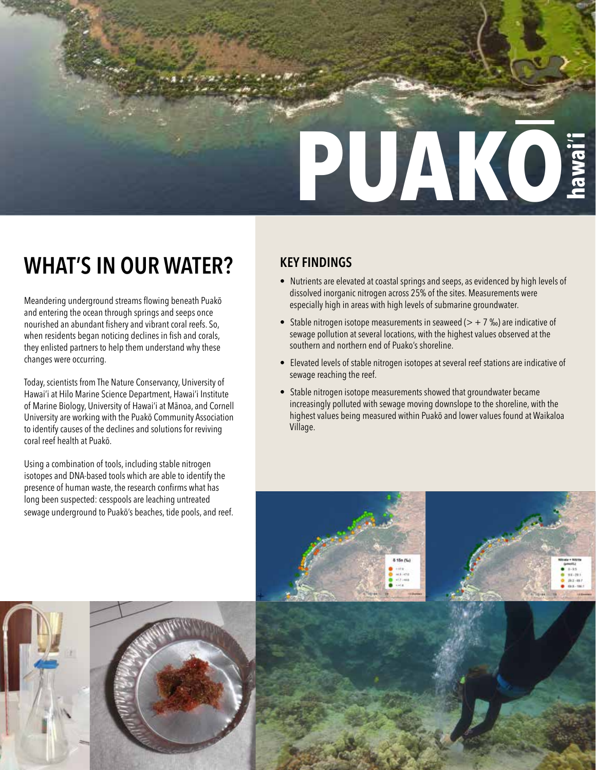# PUAKŌ hawai'i

## WHAT'S IN OUR WATER?

Meandering underground streams flowing beneath Puakō and entering the ocean through springs and seeps once nourished an abundant fishery and vibrant coral reefs. So, when residents began noticing declines in fish and corals, they enlisted partners to help them understand why these changes were occurring.

Today, scientists from The Nature Conservancy, University of Hawai'i at Hilo Marine Science Department, Hawai'i Institute of Marine Biology, University of Hawai'i at Mānoa, and Cornell University are working with the Puakō Community Association to identify causes of the declines and solutions for reviving coral reef health at Puakō.

Using a combination of tools, including stable nitrogen isotopes and DNA-based tools which are able to identify the presence of human waste, the research confirms what has long been suspected: cesspools are leaching untreated sewage underground to Puakō's beaches, tide pools, and reef.

### KEY FINDINGS

- Nutrients are elevated at coastal springs and seeps, as evidenced by high levels of dissolved inorganic nitrogen across 25% of the sites. Measurements were especially high in areas with high levels of submarine groundwater.
- Stable nitrogen isotope measurements in seaweed ($> +7$ ‰) are indicative of sewage pollution at several locations, with the highest values observed at the southern and northern end of Puako's shoreline.
- Elevated levels of stable nitrogen isotopes at several reef stations are indicative of sewage reaching the reef.
- Stable nitrogen isotope measurements showed that groundwater became increasingly polluted with sewage moving downslope to the shoreline, with the highest values being measured within Puakō and lower values found at Waikaloa Village.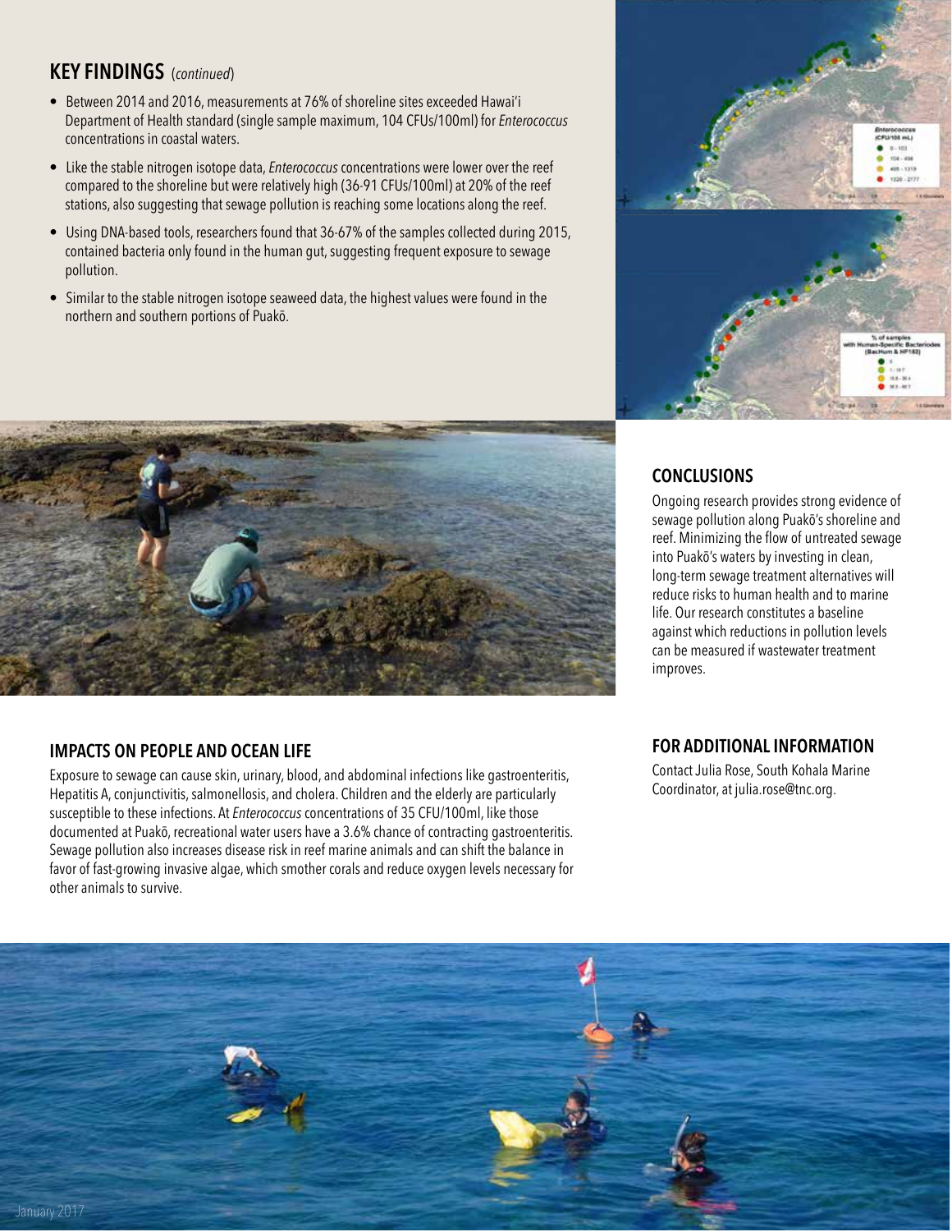## KEY FINDINGS (*continued*)

- Between 2014 and 2016, measurements at 76% of shoreline sites exceeded Hawai'i Department of Health standard (single sample maximum, 104 CFUs/100ml) for *Enterococcus* concentrations in coastal waters.
- Like the stable nitrogen isotope data, *Enterococcus* concentrations were lower over the reef compared to the shoreline but were relatively high (36-91 CFUs/100ml) at 20% of the reef stations, also suggesting that sewage pollution is reaching some locations along the reef.
- Using DNA-based tools, researchers found that 36-67% of the samples collected during 2015, contained bacteria only found in the human gut, suggesting frequent exposure to sewage pollution.
- Similar to the stable nitrogen isotope seaweed data, the highest values were found in the northern and southern portions of Puakō.

Enterococcus (CFU/100 mL)
0 - 103
104 - 494
495 - 1319
1320 - 2777

% of samples with Human-Specific Bacteriodes (BacHum & HF183)

## CONCLUSIONS

Ongoing research provides strong evidence of sewage pollution along Puakō's shoreline and reef. Minimizing the flow of untreated sewage into Puakō's waters by investing in clean, long-term sewage treatment alternatives will reduce risks to human health and to marine life. Our research constitutes a baseline against which reductions in pollution levels can be measured if wastewater treatment improves.

## IMPACTS ON PEOPLE AND OCEAN LIFE

Exposure to sewage can cause skin, urinary, blood, and abdominal infections like gastroenteritis, Hepatitis A, conjunctivitis, salmonellosis, and cholera. Children and the elderly are particularly susceptible to these infections. At *Enterococcus* concentrations of 35 CFU/100ml, like those documented at Puakō, recreational water users have a 3.6% chance of contracting gastroenteritis. Sewage pollution also increases disease risk in reef marine animals and can shift the balance in favor of fast-growing invasive algae, which smother corals and reduce oxygen levels necessary for other animals to survive.

## FOR ADDITIONAL INFORMATION

Contact Julia Rose, South Kohala Marine Coordinator, at julia.rose@tnc.org.

January 2017